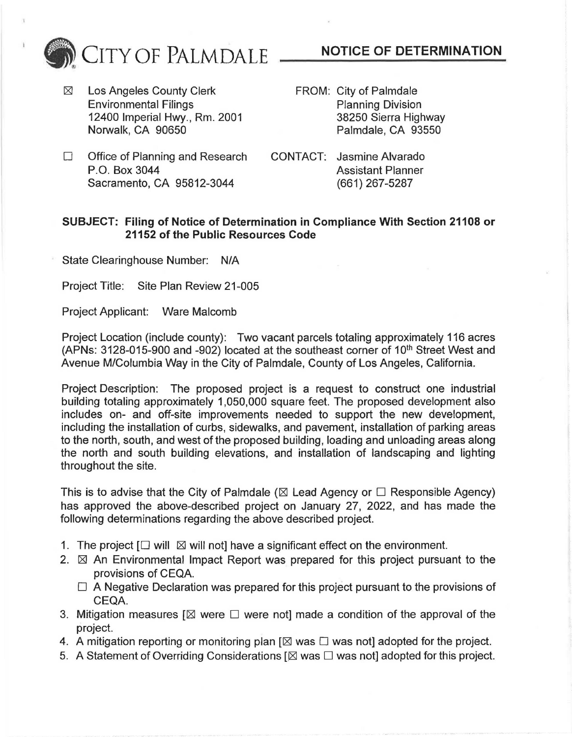# CITY OF PALMDALE — NOTICE OF DETERMINATION

| | | | |
|---|---|---|---|
| ☒ | Los Angeles County Clerk<br>Environmental Filings<br>12400 Imperial Hwy., Rm. 2001<br>Norwalk, CA 90650 | FROM: | City of Palmdale<br>Planning Division<br>38250 Sierra Highway<br>Palmdale, CA 93550 |
| ☐ | Office of Planning and Research<br>P.O. Box 3044<br>Sacramento, CA 95812-3044 | CONTACT: | Jasmine Alvarado<br>Assistant Planner<br>(661) 267-5287 |

**SUBJECT: Filing of Notice of Determination in Compliance With Section 21108 or 21152 of the Public Resources Code**

State Clearinghouse Number: N/A

Project Title: Site Plan Review 21-005

Project Applicant: Ware Malcomb

Project Location (include county): Two vacant parcels totaling approximately 116 acres (APNs: 3128-015-900 and -902) located at the southeast corner of 10th Street West and Avenue M/Columbia Way in the City of Palmdale, County of Los Angeles, California.

Project Description: The proposed project is a request to construct one industrial building totaling approximately 1,050,000 square feet. The proposed development also includes on- and off-site improvements needed to support the new development, including the installation of curbs, sidewalks, and pavement, installation of parking areas to the north, south, and west of the proposed building, loading and unloading areas along the north and south building elevations, and installation of landscaping and lighting throughout the site.

This is to advise that the City of Palmdale (☒ Lead Agency or ☐ Responsible Agency) has approved the above-described project on January 27, 2022, and has made the following determinations regarding the above described project.

1. The project [☐ will ☒ will not] have a significant effect on the environment.
2. ☒ An Environmental Impact Report was prepared for this project pursuant to the provisions of CEQA.
   ☐ A Negative Declaration was prepared for this project pursuant to the provisions of CEQA.
3. Mitigation measures [☒ were ☐ were not] made a condition of the approval of the project.
4. A mitigation reporting or monitoring plan [☒ was ☐ was not] adopted for the project.
5. A Statement of Overriding Considerations [☒ was ☐ was not] adopted for this project.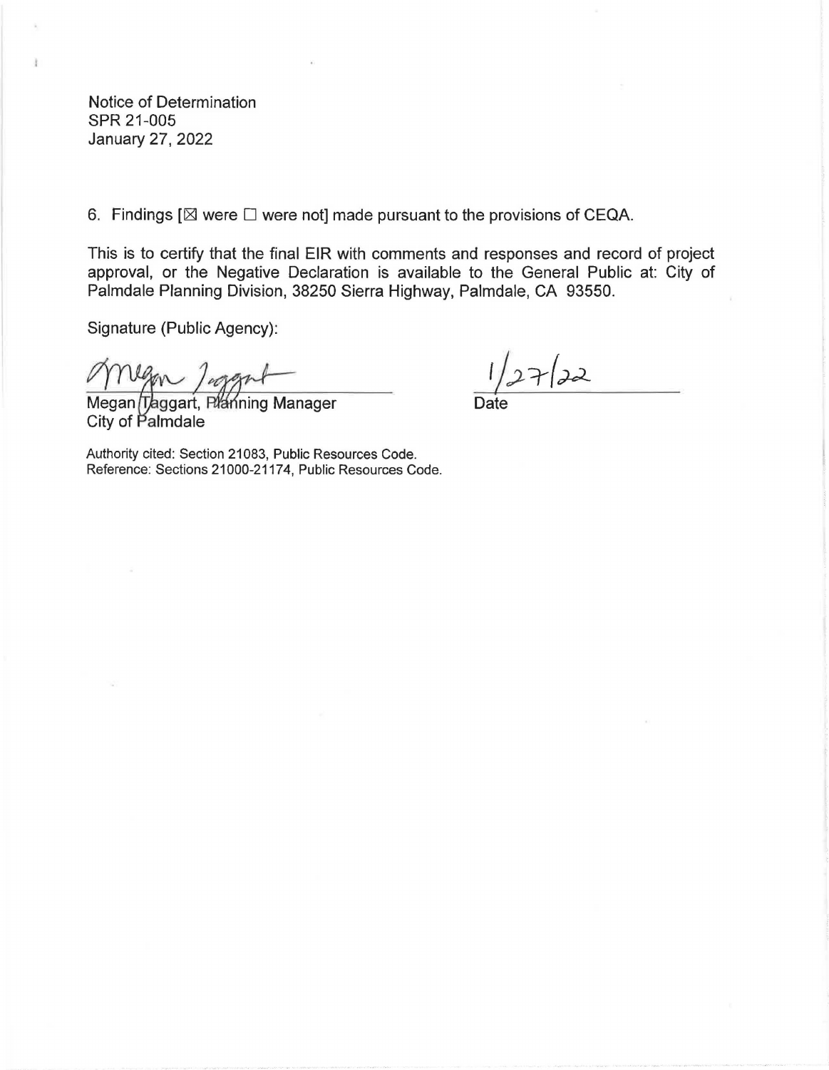Notice of Determination
SPR 21-005
January 27, 2022

6. Findings [☒ were ☐ were not] made pursuant to the provisions of CEQA.

This is to certify that the final EIR with comments and responses and record of project approval, or the Negative Declaration is available to the General Public at: City of Palmdale Planning Division, 38250 Sierra Highway, Palmdale, CA 93550.

Signature (Public Agency):

Megan Taggart
Megan Taggart, Planning Manager
City of Palmdale

1/27/22
Date

Authority cited: Section 21083, Public Resources Code.
Reference: Sections 21000-21174, Public Resources Code.